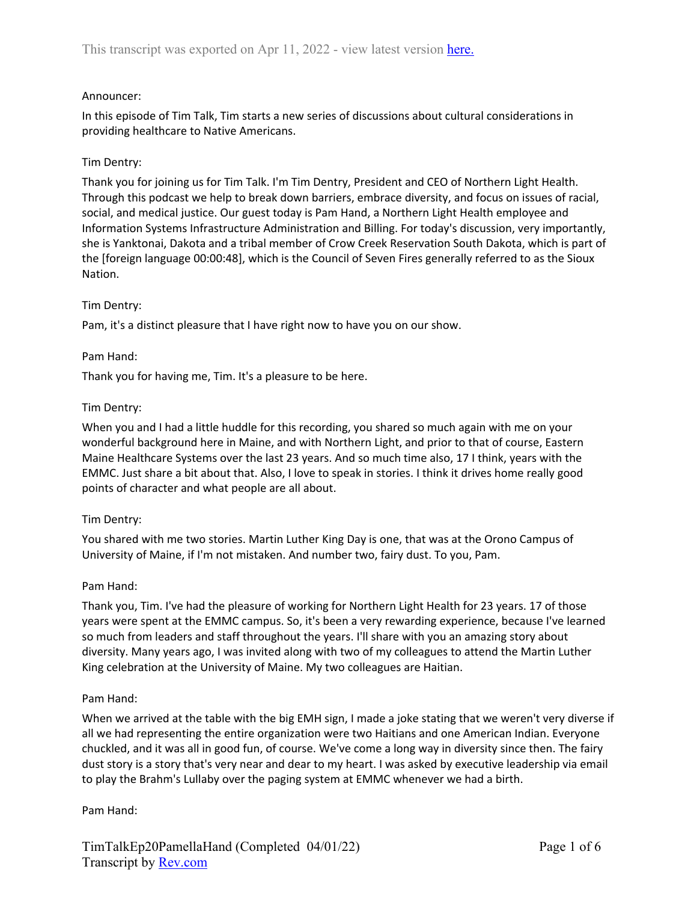This transcript was exported on Apr 11, 2022 - view latest version here.

Announcer:

In this episode of Tim Talk, Tim starts a new series of discussions about cultural considerations in providing healthcare to Native Americans.

Tim Dentry:

Thank you for joining us for Tim Talk. I'm Tim Dentry, President and CEO of Northern Light Health. Through this podcast we help to break down barriers, embrace diversity, and focus on issues of racial, social, and medical justice. Our guest today is Pam Hand, a Northern Light Health employee and Information Systems Infrastructure Administration and Billing. For today's discussion, very importantly, she is Yanktonai, Dakota and a tribal member of Crow Creek Reservation South Dakota, which is part of the [foreign language 00:00:48], which is the Council of Seven Fires generally referred to as the Sioux Nation.

Tim Dentry:

Pam, it's a distinct pleasure that I have right now to have you on our show.

Pam Hand:

Thank you for having me, Tim. It's a pleasure to be here.

Tim Dentry:

When you and I had a little huddle for this recording, you shared so much again with me on your wonderful background here in Maine, and with Northern Light, and prior to that of course, Eastern Maine Healthcare Systems over the last 23 years. And so much time also, 17 I think, years with the EMMC. Just share a bit about that. Also, I love to speak in stories. I think it drives home really good points of character and what people are all about.

Tim Dentry:

You shared with me two stories. Martin Luther King Day is one, that was at the Orono Campus of University of Maine, if I'm not mistaken. And number two, fairy dust. To you, Pam.

Pam Hand:

Thank you, Tim. I've had the pleasure of working for Northern Light Health for 23 years. 17 of those years were spent at the EMMC campus. So, it's been a very rewarding experience, because I've learned so much from leaders and staff throughout the years. I'll share with you an amazing story about diversity. Many years ago, I was invited along with two of my colleagues to attend the Martin Luther King celebration at the University of Maine. My two colleagues are Haitian.

Pam Hand:

When we arrived at the table with the big EMH sign, I made a joke stating that we weren't very diverse if all we had representing the entire organization were two Haitians and one American Indian. Everyone chuckled, and it was all in good fun, of course. We've come a long way in diversity since then. The fairy dust story is a story that's very near and dear to my heart. I was asked by executive leadership via email to play the Brahm's Lullaby over the paging system at EMMC whenever we had a birth.

Pam Hand: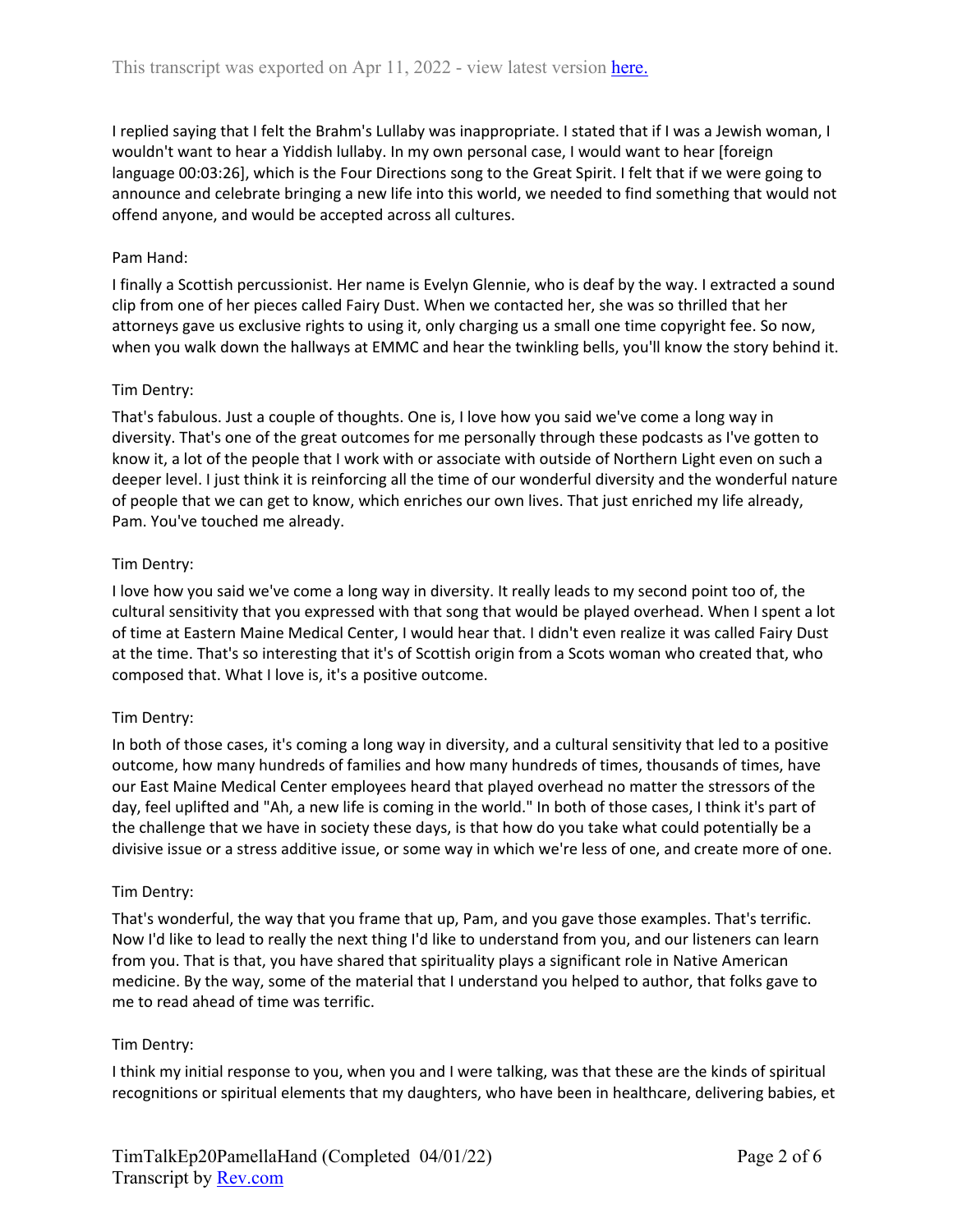I replied saying that I felt the Brahm's Lullaby was inappropriate. I stated that if I was a Jewish woman, I wouldn't want to hear a Yiddish lullaby. In my own personal case, I would want to hear [foreign language 00:03:26], which is the Four Directions song to the Great Spirit. I felt that if we were going to announce and celebrate bringing a new life into this world, we needed to find something that would not offend anyone, and would be accepted across all cultures.

Pam Hand:

I finally a Scottish percussionist. Her name is Evelyn Glennie, who is deaf by the way. I extracted a sound clip from one of her pieces called Fairy Dust. When we contacted her, she was so thrilled that her attorneys gave us exclusive rights to using it, only charging us a small one time copyright fee. So now, when you walk down the hallways at EMMC and hear the twinkling bells, you'll know the story behind it.

Tim Dentry:

That's fabulous. Just a couple of thoughts. One is, I love how you said we've come a long way in diversity. That's one of the great outcomes for me personally through these podcasts as I've gotten to know it, a lot of the people that I work with or associate with outside of Northern Light even on such a deeper level. I just think it is reinforcing all the time of our wonderful diversity and the wonderful nature of people that we can get to know, which enriches our own lives. That just enriched my life already, Pam. You've touched me already.

Tim Dentry:

I love how you said we've come a long way in diversity. It really leads to my second point too of, the cultural sensitivity that you expressed with that song that would be played overhead. When I spent a lot of time at Eastern Maine Medical Center, I would hear that. I didn't even realize it was called Fairy Dust at the time. That's so interesting that it's of Scottish origin from a Scots woman who created that, who composed that. What I love is, it's a positive outcome.

Tim Dentry:

In both of those cases, it's coming a long way in diversity, and a cultural sensitivity that led to a positive outcome, how many hundreds of families and how many hundreds of times, thousands of times, have our East Maine Medical Center employees heard that played overhead no matter the stressors of the day, feel uplifted and "Ah, a new life is coming in the world." In both of those cases, I think it's part of the challenge that we have in society these days, is that how do you take what could potentially be a divisive issue or a stress additive issue, or some way in which we're less of one, and create more of one.

Tim Dentry:

That's wonderful, the way that you frame that up, Pam, and you gave those examples. That's terrific. Now I'd like to lead to really the next thing I'd like to understand from you, and our listeners can learn from you. That is that, you have shared that spirituality plays a significant role in Native American medicine. By the way, some of the material that I understand you helped to author, that folks gave to me to read ahead of time was terrific.

Tim Dentry:

I think my initial response to you, when you and I were talking, was that these are the kinds of spiritual recognitions or spiritual elements that my daughters, who have been in healthcare, delivering babies, et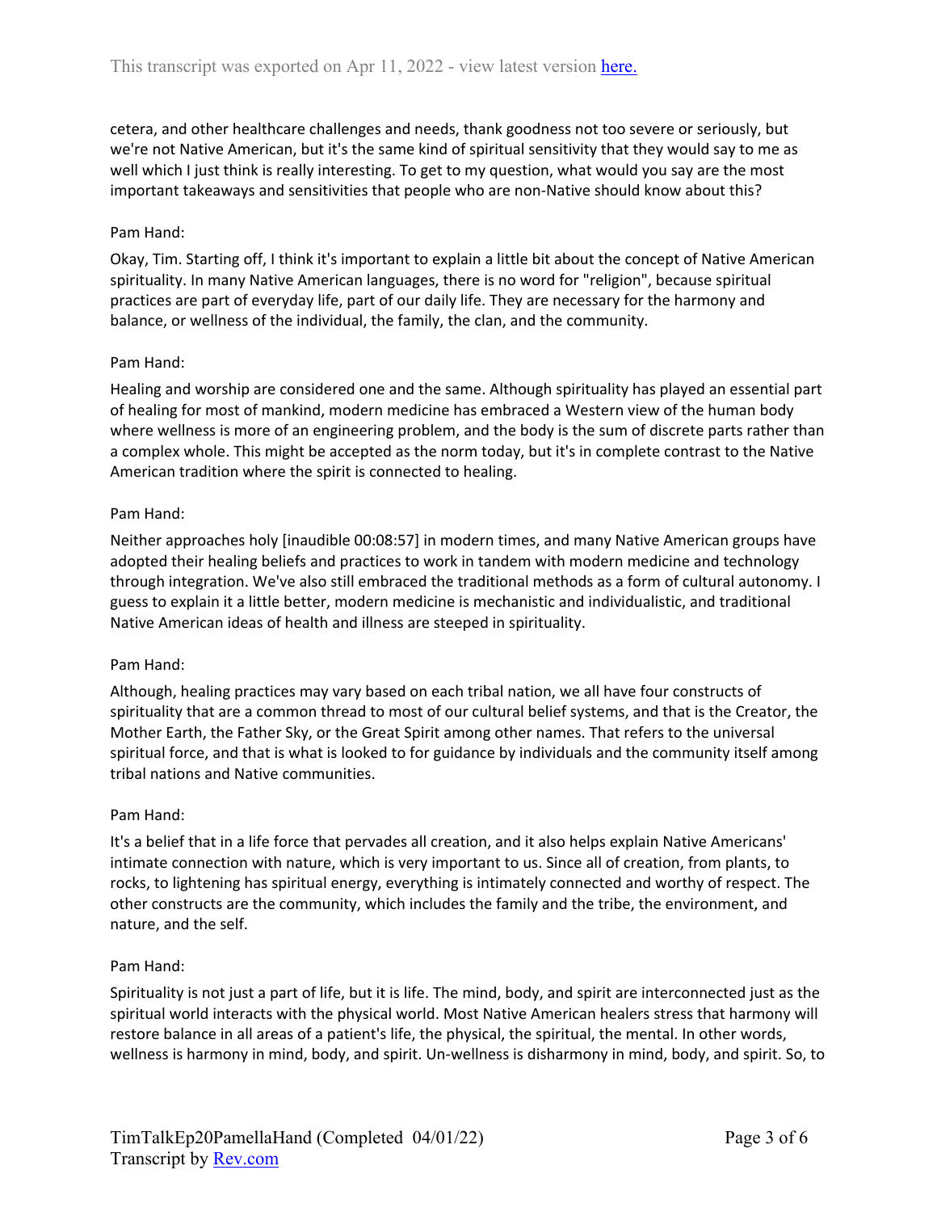cetera, and other healthcare challenges and needs, thank goodness not too severe or seriously, but we're not Native American, but it's the same kind of spiritual sensitivity that they would say to me as well which I just think is really interesting. To get to my question, what would you say are the most important takeaways and sensitivities that people who are non-Native should know about this?

Pam Hand:

Okay, Tim. Starting off, I think it's important to explain a little bit about the concept of Native American spirituality. In many Native American languages, there is no word for "religion", because spiritual practices are part of everyday life, part of our daily life. They are necessary for the harmony and balance, or wellness of the individual, the family, the clan, and the community.

Pam Hand:

Healing and worship are considered one and the same. Although spirituality has played an essential part of healing for most of mankind, modern medicine has embraced a Western view of the human body where wellness is more of an engineering problem, and the body is the sum of discrete parts rather than a complex whole. This might be accepted as the norm today, but it's in complete contrast to the Native American tradition where the spirit is connected to healing.

Pam Hand:

Neither approaches holy [inaudible 00:08:57] in modern times, and many Native American groups have adopted their healing beliefs and practices to work in tandem with modern medicine and technology through integration. We've also still embraced the traditional methods as a form of cultural autonomy. I guess to explain it a little better, modern medicine is mechanistic and individualistic, and traditional Native American ideas of health and illness are steeped in spirituality.

Pam Hand:

Although, healing practices may vary based on each tribal nation, we all have four constructs of spirituality that are a common thread to most of our cultural belief systems, and that is the Creator, the Mother Earth, the Father Sky, or the Great Spirit among other names. That refers to the universal spiritual force, and that is what is looked to for guidance by individuals and the community itself among tribal nations and Native communities.

Pam Hand:

It's a belief that in a life force that pervades all creation, and it also helps explain Native Americans' intimate connection with nature, which is very important to us. Since all of creation, from plants, to rocks, to lightening has spiritual energy, everything is intimately connected and worthy of respect. The other constructs are the community, which includes the family and the tribe, the environment, and nature, and the self.

Pam Hand:

Spirituality is not just a part of life, but it is life. The mind, body, and spirit are interconnected just as the spiritual world interacts with the physical world. Most Native American healers stress that harmony will restore balance in all areas of a patient's life, the physical, the spiritual, the mental. In other words, wellness is harmony in mind, body, and spirit. Un-wellness is disharmony in mind, body, and spirit. So, to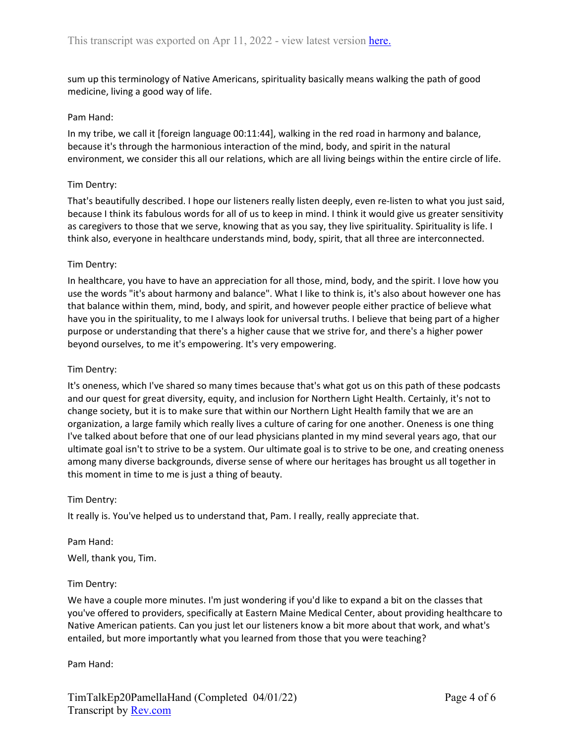sum up this terminology of Native Americans, spirituality basically means walking the path of good medicine, living a good way of life.

Pam Hand:

In my tribe, we call it [foreign language 00:11:44], walking in the red road in harmony and balance, because it's through the harmonious interaction of the mind, body, and spirit in the natural environment, we consider this all our relations, which are all living beings within the entire circle of life.

Tim Dentry:

That's beautifully described. I hope our listeners really listen deeply, even re-listen to what you just said, because I think its fabulous words for all of us to keep in mind. I think it would give us greater sensitivity as caregivers to those that we serve, knowing that as you say, they live spirituality. Spirituality is life. I think also, everyone in healthcare understands mind, body, spirit, that all three are interconnected.

Tim Dentry:

In healthcare, you have to have an appreciation for all those, mind, body, and the spirit. I love how you use the words "it's about harmony and balance". What I like to think is, it's also about however one has that balance within them, mind, body, and spirit, and however people either practice of believe what have you in the spirituality, to me I always look for universal truths. I believe that being part of a higher purpose or understanding that there's a higher cause that we strive for, and there's a higher power beyond ourselves, to me it's empowering. It's very empowering.

Tim Dentry:

It's oneness, which I've shared so many times because that's what got us on this path of these podcasts and our quest for great diversity, equity, and inclusion for Northern Light Health. Certainly, it's not to change society, but it is to make sure that within our Northern Light Health family that we are an organization, a large family which really lives a culture of caring for one another. Oneness is one thing I've talked about before that one of our lead physicians planted in my mind several years ago, that our ultimate goal isn't to strive to be a system. Our ultimate goal is to strive to be one, and creating oneness among many diverse backgrounds, diverse sense of where our heritages has brought us all together in this moment in time to me is just a thing of beauty.

Tim Dentry:

It really is. You've helped us to understand that, Pam. I really, really appreciate that.

Pam Hand:

Well, thank you, Tim.

Tim Dentry:

We have a couple more minutes. I'm just wondering if you'd like to expand a bit on the classes that you've offered to providers, specifically at Eastern Maine Medical Center, about providing healthcare to Native American patients. Can you just let our listeners know a bit more about that work, and what's entailed, but more importantly what you learned from those that you were teaching?

Pam Hand: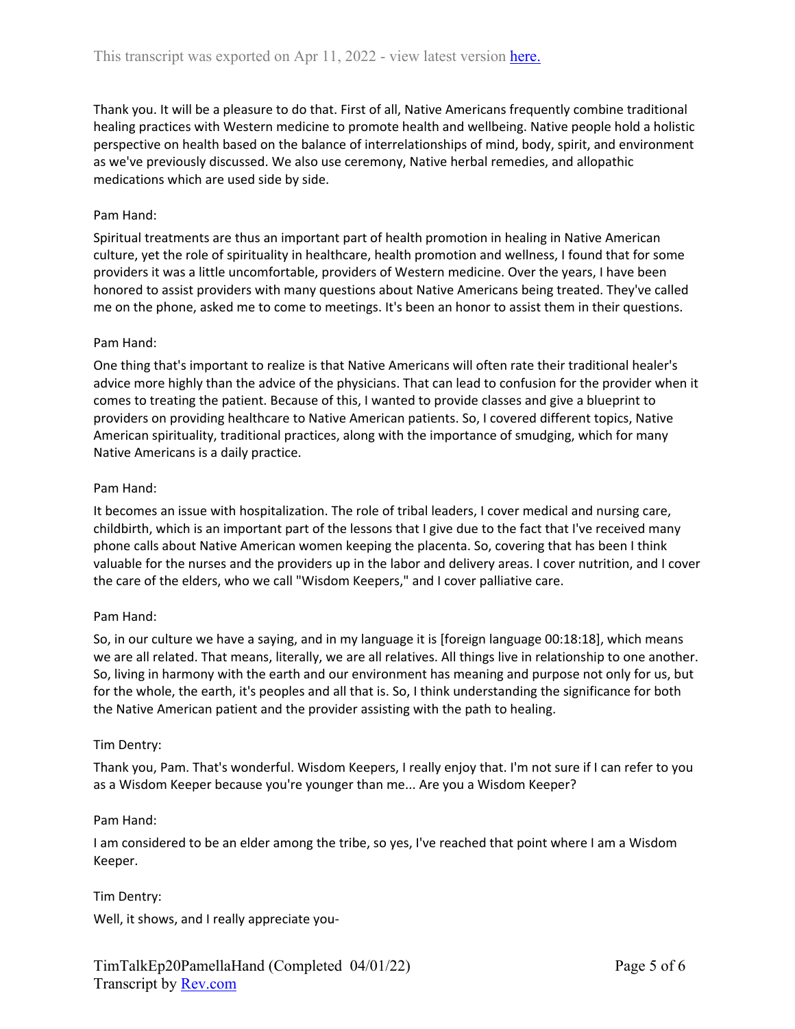Thank you. It will be a pleasure to do that. First of all, Native Americans frequently combine traditional healing practices with Western medicine to promote health and wellbeing. Native people hold a holistic perspective on health based on the balance of interrelationships of mind, body, spirit, and environment as we've previously discussed. We also use ceremony, Native herbal remedies, and allopathic medications which are used side by side.

Pam Hand:

Spiritual treatments are thus an important part of health promotion in healing in Native American culture, yet the role of spirituality in healthcare, health promotion and wellness, I found that for some providers it was a little uncomfortable, providers of Western medicine. Over the years, I have been honored to assist providers with many questions about Native Americans being treated. They've called me on the phone, asked me to come to meetings. It's been an honor to assist them in their questions.

Pam Hand:

One thing that's important to realize is that Native Americans will often rate their traditional healer's advice more highly than the advice of the physicians. That can lead to confusion for the provider when it comes to treating the patient. Because of this, I wanted to provide classes and give a blueprint to providers on providing healthcare to Native American patients. So, I covered different topics, Native American spirituality, traditional practices, along with the importance of smudging, which for many Native Americans is a daily practice.

Pam Hand:

It becomes an issue with hospitalization. The role of tribal leaders, I cover medical and nursing care, childbirth, which is an important part of the lessons that I give due to the fact that I've received many phone calls about Native American women keeping the placenta. So, covering that has been I think valuable for the nurses and the providers up in the labor and delivery areas. I cover nutrition, and I cover the care of the elders, who we call "Wisdom Keepers," and I cover palliative care.

Pam Hand:

So, in our culture we have a saying, and in my language it is [foreign language 00:18:18], which means we are all related. That means, literally, we are all relatives. All things live in relationship to one another. So, living in harmony with the earth and our environment has meaning and purpose not only for us, but for the whole, the earth, it's peoples and all that is. So, I think understanding the significance for both the Native American patient and the provider assisting with the path to healing.

Tim Dentry:

Thank you, Pam. That's wonderful. Wisdom Keepers, I really enjoy that. I'm not sure if I can refer to you as a Wisdom Keeper because you're younger than me... Are you a Wisdom Keeper?

Pam Hand:

I am considered to be an elder among the tribe, so yes, I've reached that point where I am a Wisdom Keeper.

Tim Dentry:

Well, it shows, and I really appreciate you-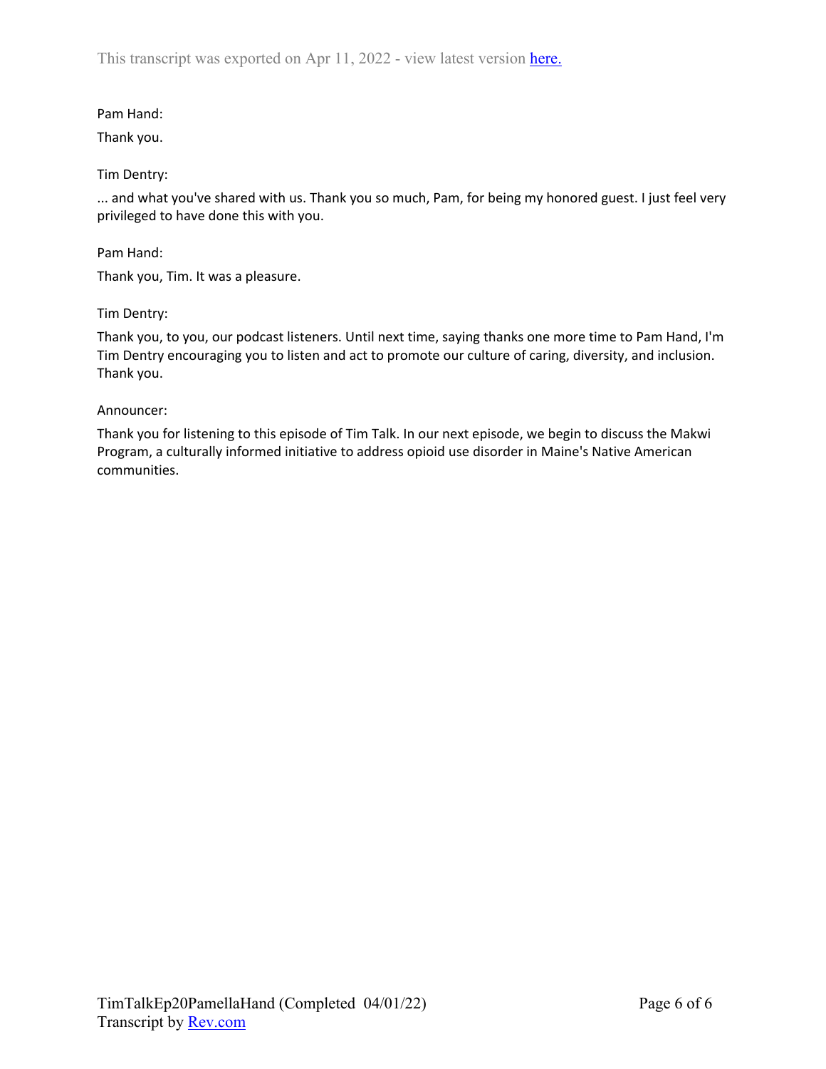Pam Hand:

Thank you.

Tim Dentry:

... and what you've shared with us. Thank you so much, Pam, for being my honored guest. I just feel very privileged to have done this with you.

Pam Hand:

Thank you, Tim. It was a pleasure.

Tim Dentry:

Thank you, to you, our podcast listeners. Until next time, saying thanks one more time to Pam Hand, I'm Tim Dentry encouraging you to listen and act to promote our culture of caring, diversity, and inclusion. Thank you.

Announcer:

Thank you for listening to this episode of Tim Talk. In our next episode, we begin to discuss the Makwi Program, a culturally informed initiative to address opioid use disorder in Maine's Native American communities.